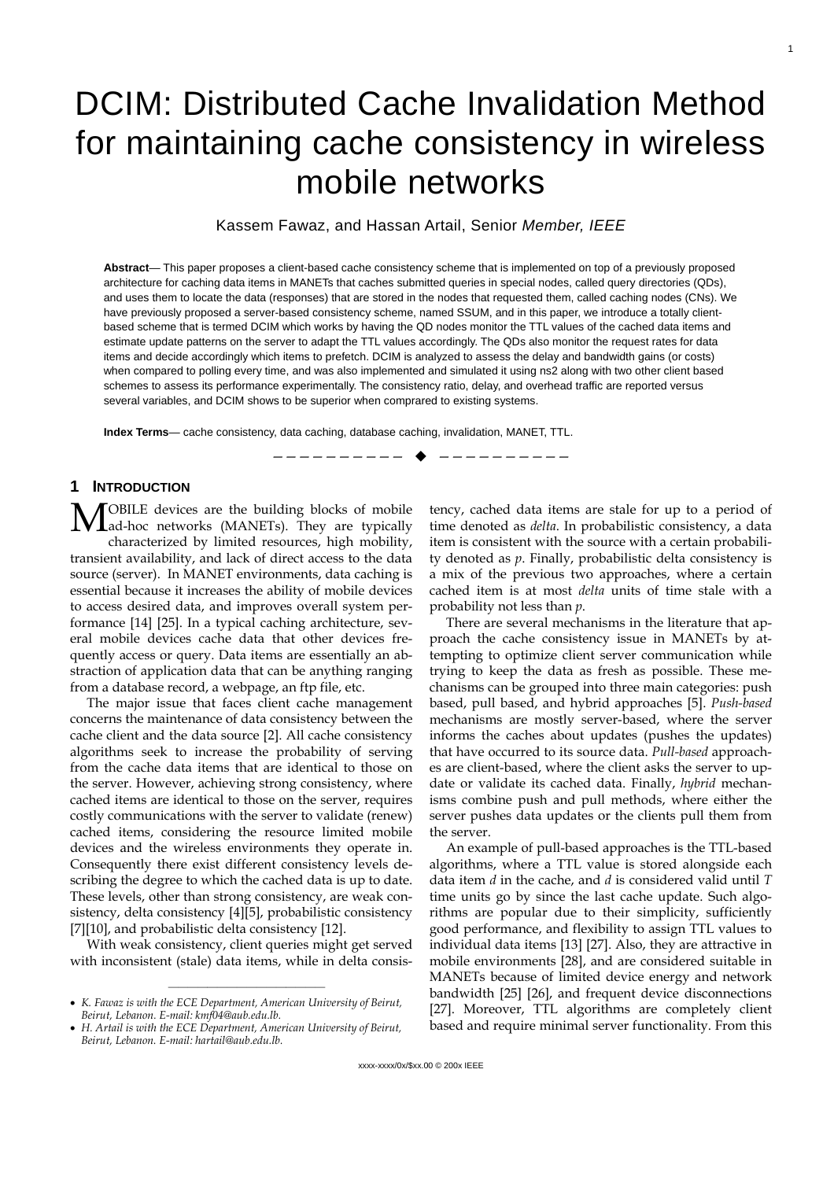# DCIM: Distributed Cache Invalidation Method for maintaining cache consistency in wireless mobile networks

Kassem Fawaz, and Hassan Artail, Senior *Member, IEEE*

**Abstract**— This paper proposes a client-based cache consistency scheme that is implemented on top of a previously proposed architecture for caching data items in MANETs that caches submitted queries in special nodes, called query directories (QDs), and uses them to locate the data (responses) that are stored in the nodes that requested them, called caching nodes (CNs). We have previously proposed a server-based consistency scheme, named SSUM, and in this paper, we introduce a totally client-based scheme that is termed DCIM which works by having the QD nodes monitor the TTL values of the cached data items and estimate update patterns on the server to adapt the TTL values accordingly. The QDs also monitor the request rates for data items and decide accordingly which items to prefetch. DCIM is analyzed to assess the delay and bandwidth gains (or costs) when compared to polling every time, and was also implemented and simulated it using ns2 along with two other client based schemes to assess its performance experimentally. The consistency ratio, delay, and overhead traffic are reported versus several variables, and DCIM shows to be superior when comprared to existing systems.

**Index Terms**— cache consistency, data caching, database caching, invalidation, MANET, TTL.

## 1 Introduction

Mobile devices are the building blocks of mobile ad-hoc networks (MANETs). They are typically characterized by limited resources, high mobility, transient availability, and lack of direct access to the data source (server). In MANET environments, data caching is essential because it increases the ability of mobile devices to access desired data, and improves overall system performance [14] [25]. In a typical caching architecture, several mobile devices cache data that other devices frequently access or query. Data items are essentially an abstraction of application data that can be anything ranging from a database record, a webpage, an ftp file, etc.

The major issue that faces client cache management concerns the maintenance of data consistency between the cache client and the data source [2]. All cache consistency algorithms seek to increase the probability of serving from the cache data items that are identical to those on the server. However, achieving strong consistency, where cached items are identical to those on the server, requires costly communications with the server to validate (renew) cached items, considering the resource limited mobile devices and the wireless environments they operate in. Consequently there exist different consistency levels describing the degree to which the cached data is up to date. These levels, other than strong consistency, are weak consistency, delta consistency [4][5], probabilistic consistency [7][10], and probabilistic delta consistency [12].

With weak consistency, client queries might get served with inconsistent (stale) data items, while in delta consistency, cached data items are stale for up to a period of time denoted as *delta*. In probabilistic consistency, a data item is consistent with the source with a certain probability denoted as *p*. Finally, probabilistic delta consistency is a mix of the previous two approaches, where a certain cached item is at most *delta* units of time stale with a probability not less than *p*.

There are several mechanisms in the literature that approach the cache consistency issue in MANETs by attempting to optimize client server communication while trying to keep the data as fresh as possible. These mechanisms can be grouped into three main categories: push based, pull based, and hybrid approaches [5]. *Push-based* mechanisms are mostly server-based, where the server informs the caches about updates (pushes the updates) that have occurred to its source data. *Pull-based* approaches are client-based, where the client asks the server to update or validate its cached data. Finally, *hybrid* mechanisms combine push and pull methods, where either the server pushes data updates or the clients pull them from the server.

An example of pull-based approaches is the TTL-based algorithms, where a TTL value is stored alongside each data item *d* in the cache, and *d* is considered valid until *T* time units go by since the last cache update. Such algorithms are popular due to their simplicity, sufficiently good performance, and flexibility to assign TTL values to individual data items [13] [27]. Also, they are attractive in mobile environments [28], and are considered suitable in MANETs because of limited device energy and network bandwidth [25] [26], and frequent device disconnections [27]. Moreover, TTL algorithms are completely client based and require minimal server functionality. From this

- *K. Fawaz is with the ECE Department, American University of Beirut, Beirut, Lebanon. E-mail: kmf04@aub.edu.lb.*
- *H. Artail is with the ECE Department, American University of Beirut, Beirut, Lebanon. E-mail: hartail@aub.edu.lb.*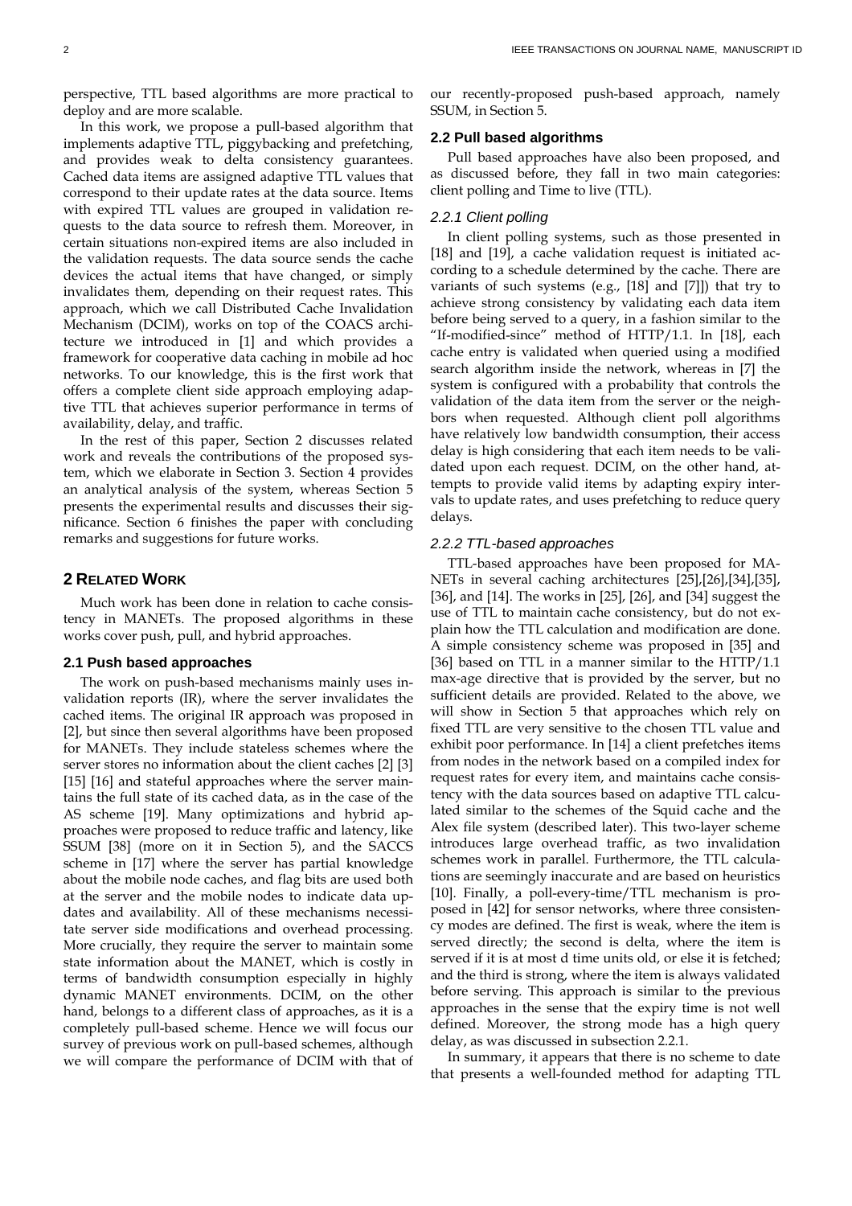perspective, TTL based algorithms are more practical to deploy and are more scalable.

In this work, we propose a pull-based algorithm that implements adaptive TTL, piggybacking and prefetching, and provides weak to delta consistency guarantees. Cached data items are assigned adaptive TTL values that correspond to their update rates at the data source. Items with expired TTL values are grouped in validation requests to the data source to refresh them. Moreover, in certain situations non-expired items are also included in the validation requests. The data source sends the cache devices the actual items that have changed, or simply invalidates them, depending on their request rates. This approach, which we call Distributed Cache Invalidation Mechanism (DCIM), works on top of the COACS architecture we introduced in [1] and which provides a framework for cooperative data caching in mobile ad hoc networks. To our knowledge, this is the first work that offers a complete client side approach employing adaptive TTL that achieves superior performance in terms of availability, delay, and traffic.

In the rest of this paper, Section 2 discusses related work and reveals the contributions of the proposed system, which we elaborate in Section 3. Section 4 provides an analytical analysis of the system, whereas Section 5 presents the experimental results and discusses their significance. Section 6 finishes the paper with concluding remarks and suggestions for future works.

## 2 Related Work

Much work has been done in relation to cache consistency in MANETs. The proposed algorithms in these works cover push, pull, and hybrid approaches.

### 2.1 Push based approaches

The work on push-based mechanisms mainly uses invalidation reports (IR), where the server invalidates the cached items. The original IR approach was proposed in [2], but since then several algorithms have been proposed for MANETs. They include stateless schemes where the server stores no information about the client caches [2] [3] [15] [16] and stateful approaches where the server maintains the full state of its cached data, as in the case of the AS scheme [19]. Many optimizations and hybrid approaches were proposed to reduce traffic and latency, like SSUM [38] (more on it in Section 5), and the SACCS scheme in [17] where the server has partial knowledge about the mobile node caches, and flag bits are used both at the server and the mobile nodes to indicate data updates and availability. All of these mechanisms necessitate server side modifications and overhead processing. More crucially, they require the server to maintain some state information about the MANET, which is costly in terms of bandwidth consumption especially in highly dynamic MANET environments. DCIM, on the other hand, belongs to a different class of approaches, as it is a completely pull-based scheme. Hence we will focus our survey of previous work on pull-based schemes, although we will compare the performance of DCIM with that of our recently-proposed push-based approach, namely SSUM, in Section 5.

### 2.2 Pull based algorithms

Pull based approaches have also been proposed, and as discussed before, they fall in two main categories: client polling and Time to live (TTL).

#### 2.2.1 Client polling

In client polling systems, such as those presented in [18] and [19], a cache validation request is initiated according to a schedule determined by the cache. There are variants of such systems (e.g., [18] and [7]]) that try to achieve strong consistency by validating each data item before being served to a query, in a fashion similar to the "If-modified-since" method of HTTP/1.1. In [18], each cache entry is validated when queried using a modified search algorithm inside the network, whereas in [7] the system is configured with a probability that controls the validation of the data item from the server or the neighbors when requested. Although client poll algorithms have relatively low bandwidth consumption, their access delay is high considering that each item needs to be validated upon each request. DCIM, on the other hand, attempts to provide valid items by adapting expiry intervals to update rates, and uses prefetching to reduce query delays.

#### 2.2.2 TTL-based approaches

TTL-based approaches have been proposed for MANETs in several caching architectures [25],[26],[34],[35], [36], and [14]. The works in [25], [26], and [34] suggest the use of TTL to maintain cache consistency, but do not explain how the TTL calculation and modification are done. A simple consistency scheme was proposed in [35] and [36] based on TTL in a manner similar to the HTTP/1.1 max-age directive that is provided by the server, but no sufficient details are provided. Related to the above, we will show in Section 5 that approaches which rely on fixed TTL are very sensitive to the chosen TTL value and exhibit poor performance. In [14] a client prefetches items from nodes in the network based on a compiled index for request rates for every item, and maintains cache consistency with the data sources based on adaptive TTL calculated similar to the schemes of the Squid cache and the Alex file system (described later). This two-layer scheme introduces large overhead traffic, as two invalidation schemes work in parallel. Furthermore, the TTL calculations are seemingly inaccurate and are based on heuristics [10]. Finally, a poll-every-time/TTL mechanism is proposed in [42] for sensor networks, where three consistency modes are defined. The first is weak, where the item is served directly; the second is delta, where the item is served if it is at most d time units old, or else it is fetched; and the third is strong, where the item is always validated before serving. This approach is similar to the previous approaches in the sense that the expiry time is not well defined. Moreover, the strong mode has a high query delay, as was discussed in subsection 2.2.1.

In summary, it appears that there is no scheme to date that presents a well-founded method for adapting TTL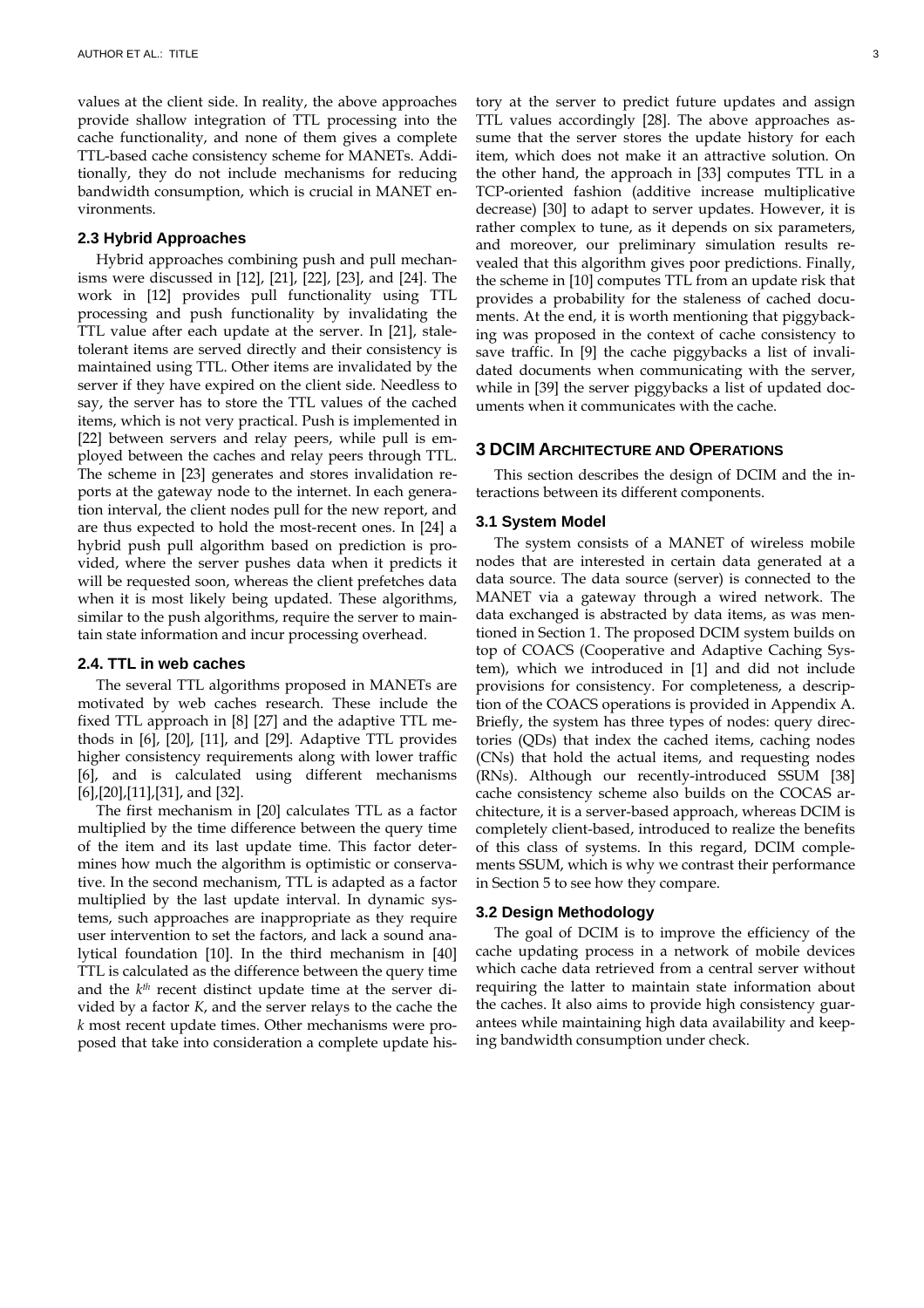values at the client side. In reality, the above approaches provide shallow integration of TTL processing into the cache functionality, and none of them gives a complete TTL-based cache consistency scheme for MANETs. Additionally, they do not include mechanisms for reducing bandwidth consumption, which is crucial in MANET environments.

### 2.3 Hybrid Approaches

Hybrid approaches combining push and pull mechanisms were discussed in [12], [21], [22], [23], and [24]. The work in [12] provides pull functionality using TTL processing and push functionality by invalidating the TTL value after each update at the server. In [21], stale-tolerant items are served directly and their consistency is maintained using TTL. Other items are invalidated by the server if they have expired on the client side. Needless to say, the server has to store the TTL values of the cached items, which is not very practical. Push is implemented in [22] between servers and relay peers, while pull is employed between the caches and relay peers through TTL. The scheme in [23] generates and stores invalidation reports at the gateway node to the internet. In each generation interval, the client nodes pull for the new report, and are thus expected to hold the most-recent ones. In [24] a hybrid push pull algorithm based on prediction is provided, where the server pushes data when it predicts it will be requested soon, whereas the client prefetches data when it is most likely being updated. These algorithms, similar to the push algorithms, require the server to maintain state information and incur processing overhead.

### 2.4. TTL in web caches

The several TTL algorithms proposed in MANETs are motivated by web caches research. These include the fixed TTL approach in [8] [27] and the adaptive TTL methods in [6], [20], [11], and [29]. Adaptive TTL provides higher consistency requirements along with lower traffic [6], and is calculated using different mechanisms [6],[20],[11],[31], and [32].

The first mechanism in [20] calculates TTL as a factor multiplied by the time difference between the query time of the item and its last update time. This factor determines how much the algorithm is optimistic or conservative. In the second mechanism, TTL is adapted as a factor multiplied by the last update interval. In dynamic systems, such approaches are inappropriate as they require user intervention to set the factors, and lack a sound analytical foundation [10]. In the third mechanism in [40] TTL is calculated as the difference between the query time and the $k^{th}$ recent distinct update time at the server divided by a factor $K$, and the server relays to the cache the $k$ most recent update times. Other mechanisms were proposed that take into consideration a complete update history at the server to predict future updates and assign TTL values accordingly [28]. The above approaches assume that the server stores the update history for each item, which does not make it an attractive solution. On the other hand, the approach in [33] computes TTL in a TCP-oriented fashion (additive increase multiplicative decrease) [30] to adapt to server updates. However, it is rather complex to tune, as it depends on six parameters, and moreover, our preliminary simulation results revealed that this algorithm gives poor predictions. Finally, the scheme in [10] computes TTL from an update risk that provides a probability for the staleness of cached documents. At the end, it is worth mentioning that piggybacking was proposed in the context of cache consistency to save traffic. In [9] the cache piggybacks a list of invalidated documents when communicating with the server, while in [39] the server piggybacks a list of updated documents when it communicates with the cache.

## 3 DCIM Architecture and Operations

This section describes the design of DCIM and the interactions between its different components.

### 3.1 System Model

The system consists of a MANET of wireless mobile nodes that are interested in certain data generated at a data source. The data source (server) is connected to the MANET via a gateway through a wired network. The data exchanged is abstracted by data items, as was mentioned in Section 1. The proposed DCIM system builds on top of COACS (Cooperative and Adaptive Caching System), which we introduced in [1] and did not include provisions for consistency. For completeness, a description of the COACS operations is provided in Appendix A. Briefly, the system has three types of nodes: query directories (QDs) that index the cached items, caching nodes (CNs) that hold the actual items, and requesting nodes (RNs). Although our recently-introduced SSUM [38] cache consistency scheme also builds on the COCAS architecture, it is a server-based approach, whereas DCIM is completely client-based, introduced to realize the benefits of this class of systems. In this regard, DCIM complements SSUM, which is why we contrast their performance in Section 5 to see how they compare.

### 3.2 Design Methodology

The goal of DCIM is to improve the efficiency of the cache updating process in a network of mobile devices which cache data retrieved from a central server without requiring the latter to maintain state information about the caches. It also aims to provide high consistency guarantees while maintaining high data availability and keeping bandwidth consumption under check.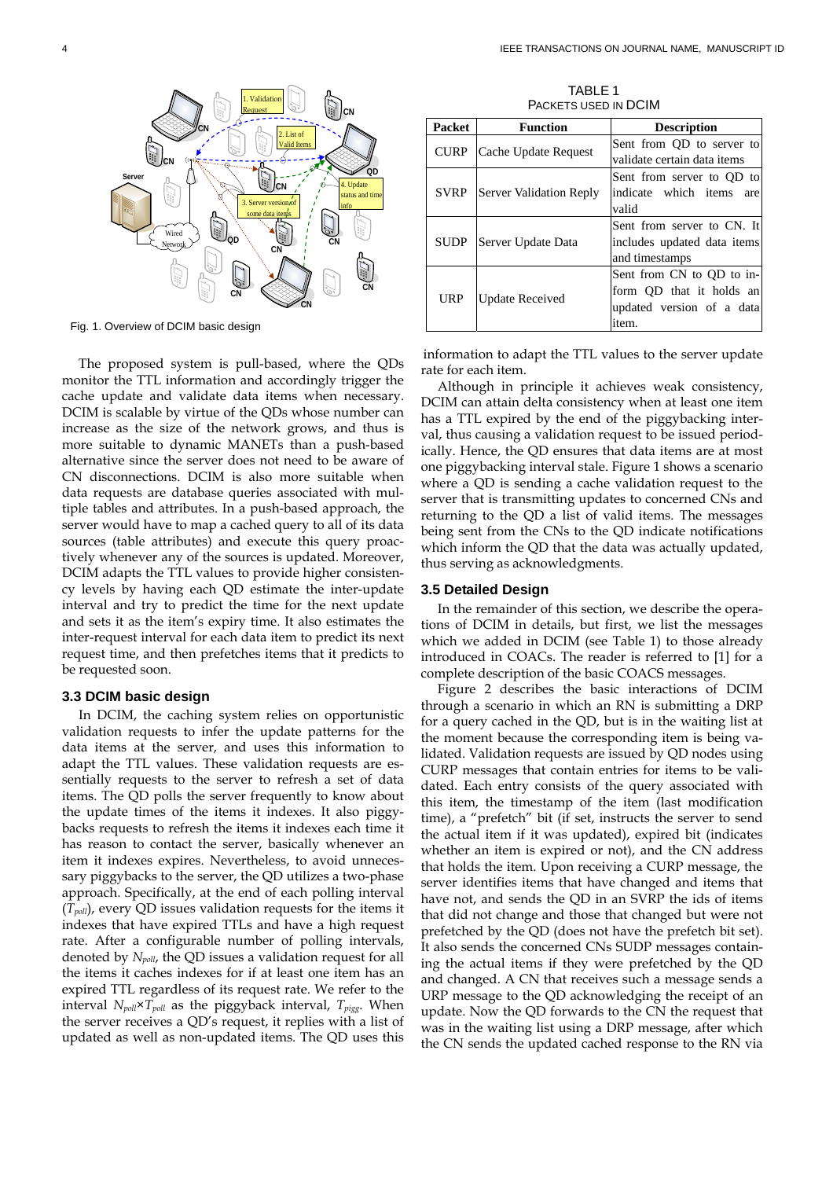Fig. 1. Overview of DCIM basic design

The proposed system is pull-based, where the QDs monitor the TTL information and accordingly trigger the cache update and validate data items when necessary. DCIM is scalable by virtue of the QDs whose number can increase as the size of the network grows, and thus is more suitable to dynamic MANETs than a push-based alternative since the server does not need to be aware of CN disconnections. DCIM is also more suitable when data requests are database queries associated with multiple tables and attributes. In a push-based approach, the server would have to map a cached query to all of its data sources (table attributes) and execute this query proactively whenever any of the sources is updated. Moreover, DCIM adapts the TTL values to provide higher consistency levels by having each QD estimate the inter-update interval and try to predict the time for the next update and sets it as the item's expiry time. It also estimates the inter-request interval for each data item to predict its next request time, and then prefetches items that it predicts to be requested soon.

### 3.3 DCIM basic design

In DCIM, the caching system relies on opportunistic validation requests to infer the update patterns for the data items at the server, and uses this information to adapt the TTL values. These validation requests are essentially requests to the server to refresh a set of data items. The QD polls the server frequently to know about the update times of the items it indexes. It also piggybacks requests to refresh the items it indexes each time it has reason to contact the server, basically whenever an item it indexes expires. Nevertheless, to avoid unnecessary piggybacks to the server, the QD utilizes a two-phase approach. Specifically, at the end of each polling interval ($T_{poll}$), every QD issues validation requests for the items it indexes that have expired TTLs and have a high request rate. After a configurable number of polling intervals, denoted by $N_{poll}$, the QD issues a validation request for all the items it caches indexes for if at least one item has an expired TTL regardless of its request rate. We refer to the interval $N_{poll} \times T_{poll}$ as the piggyback interval, $T_{pigg}$. When the server receives a QD's request, it replies with a list of updated as well as non-updated items. The QD uses this information to adapt the TTL values to the server update rate for each item.

Although in principle it achieves weak consistency, DCIM can attain delta consistency when at least one item has a TTL expired by the end of the piggybacking interval, thus causing a validation request to be issued periodically. Hence, the QD ensures that data items are at most one piggybacking interval stale. Figure 1 shows a scenario where a QD is sending a cache validation request to the server that is transmitting updates to concerned CNs and returning to the QD a list of valid items. The messages being sent from the CNs to the QD indicate notifications which inform the QD that the data was actually updated, thus serving as acknowledgments.

TABLE 1
PACKETS USED IN DCIM

| Packet | Function | Description |
|---|---|---|
| CURP | Cache Update Request | Sent from QD to server to validate certain data items |
| SVRP | Server Validation Reply | Sent from server to QD to indicate which items are valid |
| SUDP | Server Update Data | Sent from server to CN. It includes updated data items and timestamps |
| URP | Update Received | Sent from CN to QD to inform QD that it holds an updated version of a data item. |

### 3.5 Detailed Design

In the remainder of this section, we describe the operations of DCIM in details, but first, we list the messages which we added in DCIM (see Table 1) to those already introduced in COACs. The reader is referred to [1] for a complete description of the basic COACS messages.

Figure 2 describes the basic interactions of DCIM through a scenario in which an RN is submitting a DRP for a query cached in the QD, but is in the waiting list at the moment because the corresponding item is being validated. Validation requests are issued by QD nodes using CURP messages that contain entries for items to be validated. Each entry consists of the query associated with this item, the timestamp of the item (last modification time), a "prefetch" bit (if set, instructs the server to send the actual item if it was updated), expired bit (indicates whether an item is expired or not), and the CN address that holds the item. Upon receiving a CURP message, the server identifies items that have changed and items that have not, and sends the QD in an SVRP the ids of items that did not change and those that changed but were not prefetched by the QD (does not have the prefetch bit set). It also sends the concerned CNs SUDP messages containing the actual items if they were prefetched by the QD and changed. A CN that receives such a message sends a URP message to the QD acknowledging the receipt of an update. Now the QD forwards to the CN the request that was in the waiting list using a DRP message, after which the CN sends the updated cached response to the RN via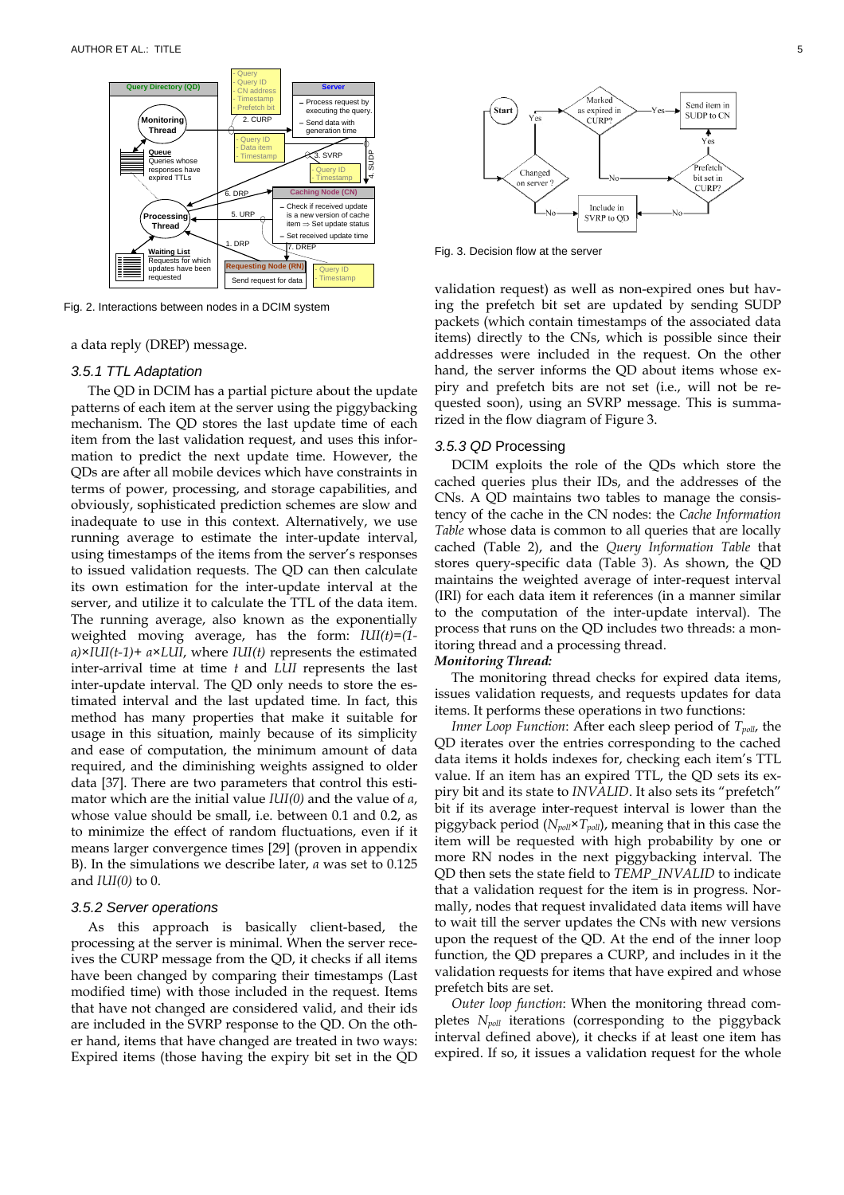Fig. 2. Interactions between nodes in a DCIM system

Fig. 3. Decision flow at the server

a data reply (DREP) message.

### 3.5.1 TTL Adaptation

The QD in DCIM has a partial picture about the update patterns of each item at the server using the piggybacking mechanism. The QD stores the last update time of each item from the last validation request, and uses this information to predict the next update time. However, the QDs are after all mobile devices which have constraints in terms of power, processing, and storage capabilities, and obviously, sophisticated prediction schemes are slow and inadequate to use in this context. Alternatively, we use running average to estimate the inter-update interval, using timestamps of the items from the server's responses to issued validation requests. The QD can then calculate its own estimation for the inter-update interval at the server, and utilize it to calculate the TTL of the data item. The running average, also known as the exponentially weighted moving average, has the form: $IUI(t)=(1-a)\times IUI(t-1)+a\times LUI$, where $IUI(t)$ represents the estimated inter-arrival time at time $t$ and $LUI$ represents the last inter-update interval. The QD only needs to store the estimated interval and the last updated time. In fact, this method has many properties that make it suitable for usage in this situation, mainly because of its simplicity and ease of computation, the minimum amount of data required, and the diminishing weights assigned to older data [37]. There are two parameters that control this estimator which are the initial value $IUI(0)$ and the value of $a$, whose value should be small, i.e. between 0.1 and 0.2, as to minimize the effect of random fluctuations, even if it means larger convergence times [29] (proven in appendix B). In the simulations we describe later, $a$ was set to 0.125 and $IUI(0)$ to 0.

### 3.5.2 Server operations

As this approach is basically client-based, the processing at the server is minimal. When the server receives the CURP message from the QD, it checks if all items have been changed by comparing their timestamps (Last modified time) with those included in the request. Items that have not changed are considered valid, and their ids are included in the SVRP response to the QD. On the other hand, items that have changed are treated in two ways: Expired items (those having the expiry bit set in the QD validation request) as well as non-expired ones but having the prefetch bit set are updated by sending SUDP packets (which contain timestamps of the associated data items) directly to the CNs, which is possible since their addresses were included in the request. On the other hand, the server informs the QD about items whose expiry and prefetch bits are not set (i.e., will not be requested soon), using an SVRP message. This is summarized in the flow diagram of Figure 3.

### 3.5.3 QD Processing

DCIM exploits the role of the QDs which store the cached queries plus their IDs, and the addresses of the CNs. A QD maintains two tables to manage the consistency of the cache in the CN nodes: the *Cache Information Table* whose data is common to all queries that are locally cached (Table 2), and the *Query Information Table* that stores query-specific data (Table 3). As shown, the QD maintains the weighted average of inter-request interval (IRI) for each data item it references (in a manner similar to the computation of the inter-update interval). The process that runs on the QD includes two threads: a monitoring thread and a processing thread.

***Monitoring Thread:***

The monitoring thread checks for expired data items, issues validation requests, and requests updates for data items. It performs these operations in two functions:

*Inner Loop Function*: After each sleep period of $T_{poll}$, the QD iterates over the entries corresponding to the cached data items it holds indexes for, checking each item's TTL value. If an item has an expired TTL, the QD sets its expiry bit and its state to *INVALID*. It also sets its "prefetch" bit if its average inter-request interval is lower than the piggyback period ($N_{poll}\times T_{poll}$), meaning that in this case the item will be requested with high probability by one or more RN nodes in the next piggybacking interval. The QD then sets the state field to *TEMP_INVALID* to indicate that a validation request for the item is in progress. Normally, nodes that request invalidated data items will have to wait till the server updates the CNs with new versions upon the request of the QD. At the end of the inner loop function, the QD prepares a CURP, and includes in it the validation requests for items that have expired and whose prefetch bits are set.

*Outer loop function*: When the monitoring thread completes $N_{poll}$ iterations (corresponding to the piggyback interval defined above), it checks if at least one item has expired. If so, it issues a validation request for the whole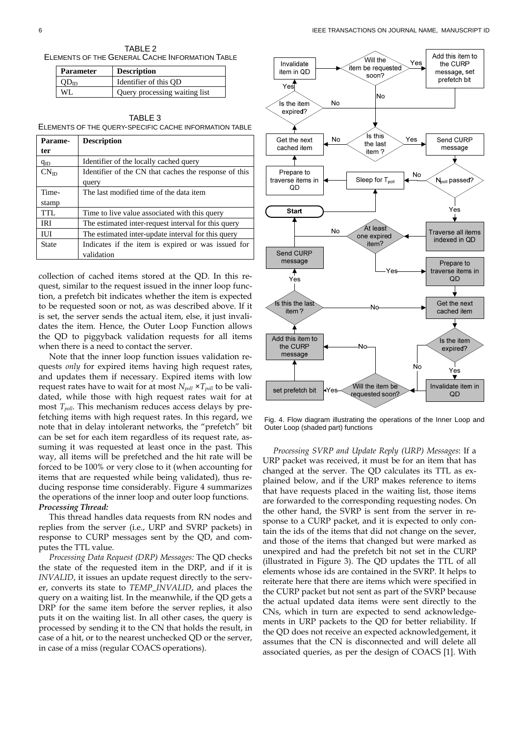TABLE 2
ELEMENTS OF THE GENERAL CACHE INFORMATION TABLE

| Parameter | Description |
|---|---|
| $QD_{ID}$ | Identifier of this QD |
| WL | Query processing waiting list |

TABLE 3
ELEMENTS OF THE QUERY-SPECIFIC CACHE INFORMATION TABLE

| Parameter | Description |
|---|---|
| $q_{ID}$ | Identifier of the locally cached query |
| $CN_{ID}$ | Identifier of the CN that caches the response of this query |
| Timestamp | The last modified time of the data item |
| TTL | Time to live value associated with this query |
| IRI | The estimated inter-request interval for this query |
| IUI | The estimated inter-update interval for this query |
| State | Indicates if the item is expired or was issued for validation |

collection of cached items stored at the QD. In this request, similar to the request issued in the inner loop function, a prefetch bit indicates whether the item is expected to be requested soon or not, as was described above. If it is set, the server sends the actual item, else, it just invalidates the item. Hence, the Outer Loop Function allows the QD to piggyback validation requests for all items when there is a need to contact the server.

Note that the inner loop function issues validation requests *only* for expired items having high request rates, and updates them if necessary. Expired items with low request rates have to wait for at most $N_{poll} \times T_{poll}$ to be validated, while those with high request rates wait for at most $T_{poll}$. This mechanism reduces access delays by prefetching items with high request rates. In this regard, we note that in delay intolerant networks, the "prefetch" bit can be set for each item regardless of its request rate, assuming it was requested at least once in the past. This way, all items will be prefetched and the hit rate will be forced to be 100% or very close to it (when accounting for items that are requested while being validated), thus reducing response time considerably. Figure 4 summarizes the operations of the inner loop and outer loop functions.

***Processing Thread:***

This thread handles data requests from RN nodes and replies from the server (i.e., URP and SVRP packets) in response to CURP messages sent by the QD, and computes the TTL value.

*Processing Data Request (DRP) Messages:* The QD checks the state of the requested item in the DRP, and if it is *INVALID*, it issues an update request directly to the server, converts its state to *TEMP_INVALID*, and places the query on a waiting list. In the meanwhile, if the QD gets a DRP for the same item before the server replies, it also puts it on the waiting list. In all other cases, the query is processed by sending it to the CN that holds the result, in case of a hit, or to the nearest unchecked QD or the server, in case of a miss (regular COACS operations).

Fig. 4. Flow diagram illustrating the operations of the Inner Loop and Outer Loop (shaded part) functions

*Processing SVRP and Update Reply (URP) Messages*: If a URP packet was received, it must be for an item that has changed at the server. The QD calculates its TTL as explained below, and if the URP makes reference to items that have requests placed in the waiting list, those items are forwarded to the corresponding requesting nodes. On the other hand, the SVRP is sent from the server in response to a CURP packet, and it is expected to only contain the ids of the items that did not change on the sever, and those of the items that changed but were marked as unexpired and had the prefetch bit not set in the CURP (illustrated in Figure 3). The QD updates the TTL of all elements whose ids are contained in the SVRP. It helps to reiterate here that there are items which were specified in the CURP packet but not sent as part of the SVRP because the actual updated data items were sent directly to the CNs, which in turn are expected to send acknowledgements in URP packets to the QD for better reliability. If the QD does not receive an expected acknowledgement, it assumes that the CN is disconnected and will delete all associated queries, as per the design of COACS [1]. With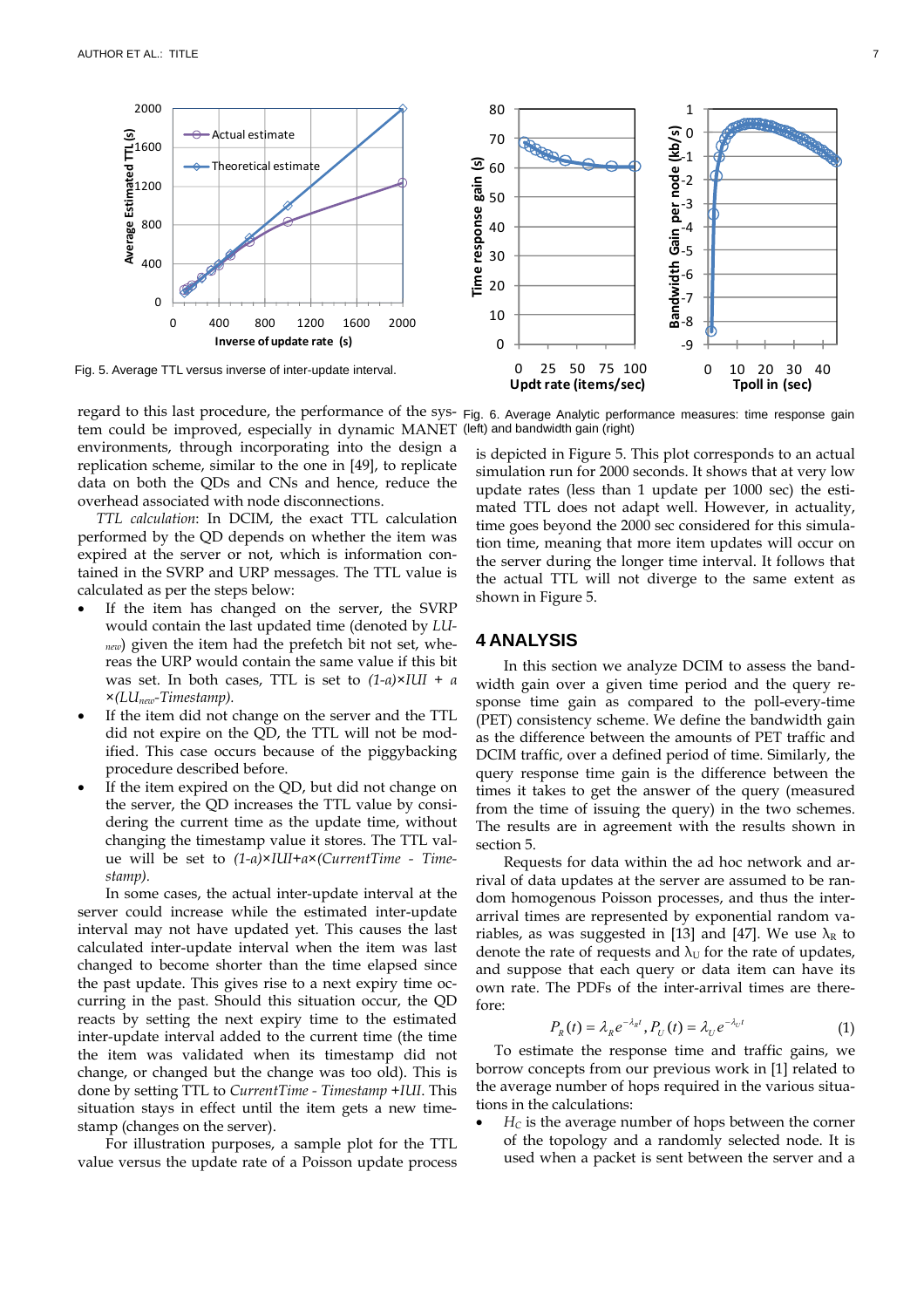Fig. 5. Average TTL versus inverse of inter-update interval.

Fig. 6. Average Analytic performance measures: time response gain (left) and bandwidth gain (right)

regard to this last procedure, the performance of the system could be improved, especially in dynamic MANET environments, through incorporating into the design a replication scheme, similar to the one in [49], to replicate data on both the QDs and CNs and hence, reduce the overhead associated with node disconnections.

*TTL calculation*: In DCIM, the exact TTL calculation performed by the QD depends on whether the item was expired at the server or not, which is information contained in the SVRP and URP messages. The TTL value is calculated as per the steps below:

- If the item has changed on the server, the SVRP would contain the last updated time (denoted by $LU_{new}$) given the item had the prefetch bit not set, whereas the URP would contain the same value if this bit was set. In both cases, TTL is set to $(1\text{-}a)\times IUI + a \times (LU_{new}\text{-}Timestamp)$.
- If the item did not change on the server and the TTL did not expire on the QD, the TTL will not be modified. This case occurs because of the piggybacking procedure described before.
- If the item expired on the QD, but did not change on the server, the QD increases the TTL value by considering the current time as the update time, without changing the timestamp value it stores. The TTL value will be set to $(1\text{-}a)\times IUI + a\times(CurrentTime - Timestamp)$.

In some cases, the actual inter-update interval at the server could increase while the estimated inter-update interval may not have updated yet. This causes the last calculated inter-update interval when the item was last changed to become shorter than the time elapsed since the past update. This gives rise to a next expiry time occurring in the past. Should this situation occur, the QD reacts by setting the next expiry time to the estimated inter-update interval added to the current time (the time the item was validated when its timestamp did not change, or changed but the change was too old). This is done by setting TTL to *CurrentTime - Timestamp +IUI*. This situation stays in effect until the item gets a new timestamp (changes on the server).

For illustration purposes, a sample plot for the TTL value versus the update rate of a Poisson update process is depicted in Figure 5. This plot corresponds to an actual simulation run for 2000 seconds. It shows that at very low update rates (less than 1 update per 1000 sec) the estimated TTL does not adapt well. However, in actuality, time goes beyond the 2000 sec considered for this simulation time, meaning that more item updates will occur on the server during the longer time interval. It follows that the actual TTL will not diverge to the same extent as shown in Figure 5.

## 4 Analysis

In this section we analyze DCIM to assess the bandwidth gain over a given time period and the query response time gain as compared to the poll-every-time (PET) consistency scheme. We define the bandwidth gain as the difference between the amounts of PET traffic and DCIM traffic, over a defined period of time. Similarly, the query response time gain is the difference between the times it takes to get the answer of the query (measured from the time of issuing the query) in the two schemes. The results are in agreement with the results shown in section 5.

Requests for data within the ad hoc network and arrival of data updates at the server are assumed to be random homogenous Poisson processes, and thus the inter-arrival times are represented by exponential random variables, as was suggested in [13] and [47]. We use $\lambda_R$ to denote the rate of requests and $\lambda_U$ for the rate of updates, and suppose that each query or data item can have its own rate. The PDFs of the inter-arrival times are therefore:

$$P_R(t) = \lambda_R e^{-\lambda_R t}, P_U(t) = \lambda_U e^{-\lambda_U t} \tag{1}$$

To estimate the response time and traffic gains, we borrow concepts from our previous work in [1] related to the average number of hops required in the various situations in the calculations:

- $H_C$ is the average number of hops between the corner of the topology and a randomly selected node. It is used when a packet is sent between the server and a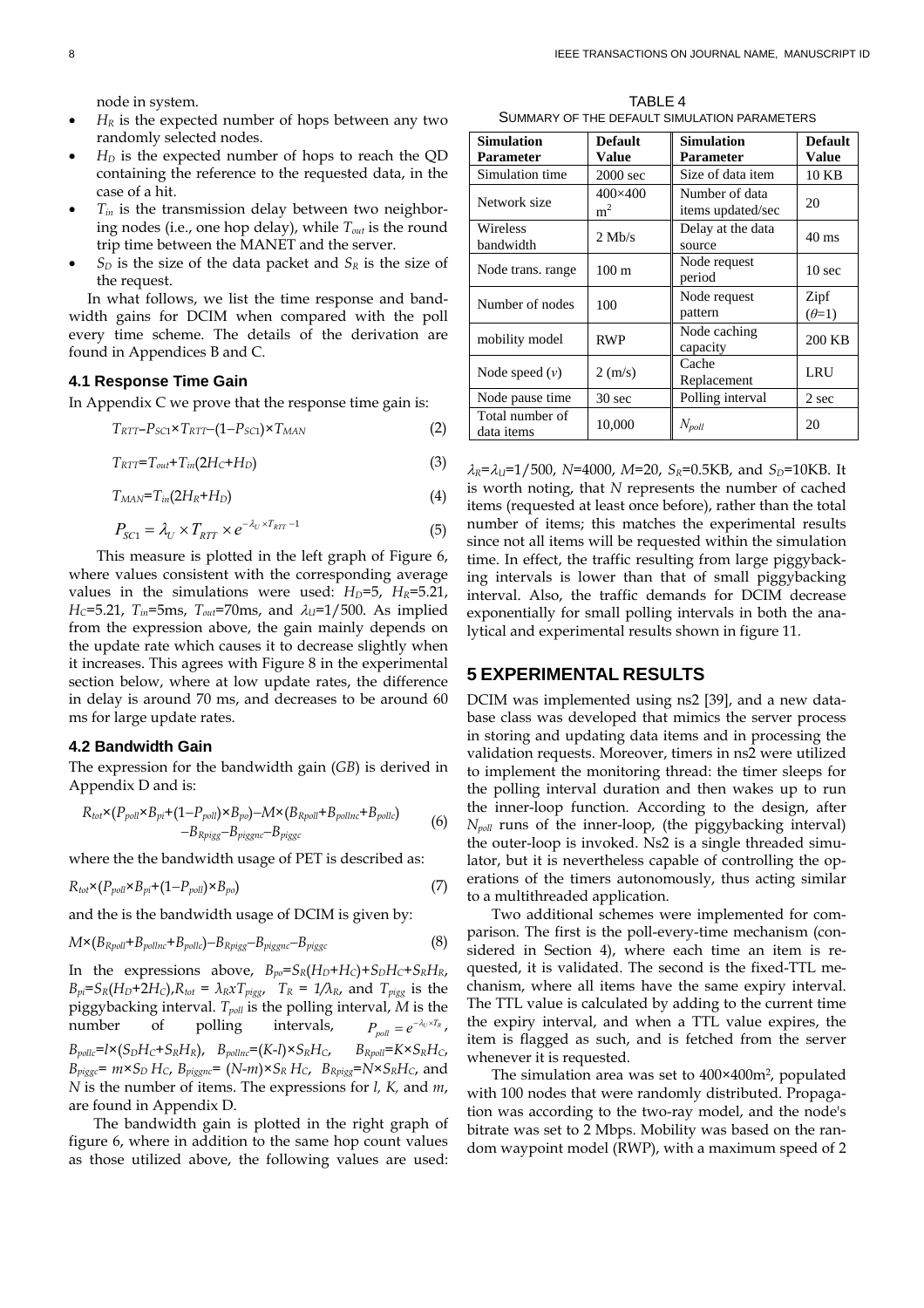node in system.

- $H_R$ is the expected number of hops between any two randomly selected nodes.
- $H_D$ is the expected number of hops to reach the QD containing the reference to the requested data, in the case of a hit.
- $T_{in}$ is the transmission delay between two neighboring nodes (i.e., one hop delay), while $T_{out}$ is the round trip time between the MANET and the server.
- $S_D$ is the size of the data packet and $S_R$ is the size of the request.

In what follows, we list the time response and bandwidth gains for DCIM when compared with the poll every time scheme. The details of the derivation are found in Appendices B and C.

### 4.1 Response Time Gain

In Appendix C we prove that the response time gain is:

$$T_{RTT} - P_{SC1} \times T_{RTT} - (1 - P_{SC1}) \times T_{MAN} \quad (2)$$

$$T_{RTT} = T_{out} + T_{in}(2H_C + H_D) \quad (3)$$

$$T_{MAN} = T_{in}(2H_R + H_D) \quad (4)$$

$$P_{SC1} = \lambda_U \times T_{RTT} \times e^{-\lambda_U \times T_{RTT} - 1} \quad (5)$$

This measure is plotted in the left graph of Figure 6, where values consistent with the corresponding average values in the simulations were used: $H_D$=5, $H_R$=5.21, $H_C$=5.21, $T_{in}$=5ms, $T_{out}$=70ms, and $\lambda_U$=1/500. As implied from the expression above, the gain mainly depends on the update rate which causes it to decrease slightly when it increases. This agrees with Figure 8 in the experimental section below, where at low update rates, the difference in delay is around 70 ms, and decreases to be around 60 ms for large update rates.

### 4.2 Bandwidth Gain

The expression for the bandwidth gain ($GB$) is derived in Appendix D and is:

$$R_{tot} \times (P_{poll} \times B_{pi} + (1 - P_{poll}) \times B_{po}) - M \times (B_{Rpoll} + B_{pollnc} + B_{pollc}) - B_{Rpigg} - B_{piggnc} - B_{piggc} \quad (6)$$

where the the bandwidth usage of PET is described as:

$$R_{tot} \times (P_{poll} \times B_{pi} + (1 - P_{poll}) \times B_{po}) \quad (7)$$

and the is the bandwidth usage of DCIM is given by:

$$M \times (B_{Rpoll} + B_{pollnc} + B_{pollc}) - B_{Rpigg} - B_{piggnc} - B_{piggc} \quad (8)$$

In the expressions above, $B_{po}=S_R(H_D+H_C)+S_DH_C+S_RH_R$, $B_{pi}=S_R(H_D+2H_C)$, $R_{tot} = \lambda_R x T_{pigg}$, $T_R = 1/\lambda_R$, and $T_{pigg}$ is the piggybacking interval. $T_{poll}$ is the polling interval, $M$ is the number of polling intervals, $P_{poll} = e^{-\lambda_U \times T_R}$, $B_{pollc}=l \times (S_DH_C+S_RH_R)$, $B_{pollnc}=(K-l) \times S_RH_C$, $B_{Rpoll}=K \times S_RH_C$, $B_{piggc}= m \times S_D H_C$, $B_{piggnc}= (N-m) \times S_R H_C$, $B_{Rpigg}=N \times S_RH_C$, and $N$ is the number of items. The expressions for $l$, $K$, and $m$, are found in Appendix D.

The bandwidth gain is plotted in the right graph of figure 6, where in addition to the same hop count values as those utilized above, the following values are used: $\lambda_R=\lambda_U$=1/500, $N$=4000, $M$=20, $S_R$=0.5KB, and $S_D$=10KB. It is worth noting, that $N$ represents the number of cached items (requested at least once before), rather than the total number of items; this matches the experimental results since not all items will be requested within the simulation time. In effect, the traffic resulting from large piggybacking intervals is lower than that of small piggybacking interval. Also, the traffic demands for DCIM decrease exponentially for small polling intervals in both the analytical and experimental results shown in figure 11.

TABLE 4
SUMMARY OF THE DEFAULT SIMULATION PARAMETERS

| Simulation Parameter | Default Value | Simulation Parameter | Default Value |
|---|---|---|---|
| Simulation time | 2000 sec | Size of data item | 10 KB |
| Network size | 400×400 $m^2$ | Number of data items updated/sec | 20 |
| Wireless bandwidth | 2 Mb/s | Delay at the data source | 40 ms |
| Node trans. range | 100 m | Node request period | 10 sec |
| Number of nodes | 100 | Node request pattern | Zipf ($\theta$=1) |
| mobility model | RWP | Node caching capacity | 200 KB |
| Node speed ($v$) | 2 (m/s) | Cache Replacement | LRU |
| Node pause time | 30 sec | Polling interval | 2 sec |
| Total number of data items | 10,000 | $N_{poll}$ | 20 |

## 5 EXPERIMENTAL RESULTS

DCIM was implemented using ns2 [39], and a new database class was developed that mimics the server process in storing and updating data items and in processing the validation requests. Moreover, timers in ns2 were utilized to implement the monitoring thread: the timer sleeps for the polling interval duration and then wakes up to run the inner-loop function. According to the design, after $N_{poll}$ runs of the inner-loop, (the piggybacking interval) the outer-loop is invoked. Ns2 is a single threaded simulator, but it is nevertheless capable of controlling the operations of the timers autonomously, thus acting similar to a multithreaded application.

Two additional schemes were implemented for comparison. The first is the poll-every-time mechanism (considered in Section 4), where each time an item is requested, it is validated. The second is the fixed-TTL mechanism, where all items have the same expiry interval. The TTL value is calculated by adding to the current time the expiry interval, and when a TTL value expires, the item is flagged as such, and is fetched from the server whenever it is requested.

The simulation area was set to 400×400m², populated with 100 nodes that were randomly distributed. Propagation was according to the two-ray model, and the node's bitrate was set to 2 Mbps. Mobility was based on the random waypoint model (RWP), with a maximum speed of 2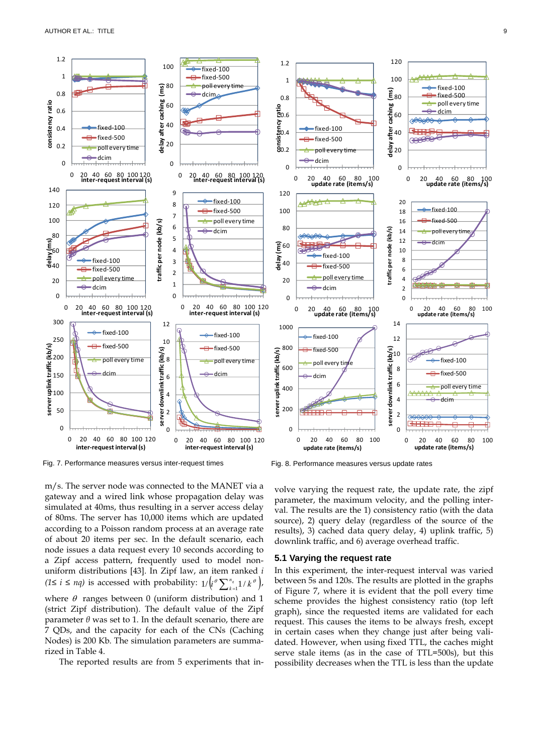Fig. 7. Performance measures versus inter-request times

Fig. 8. Performance measures versus update rates

m/s. The server node was connected to the MANET via a gateway and a wired link whose propagation delay was simulated at 40ms, thus resulting in a server access delay of 80ms. The server has 10,000 items which are updated according to a Poisson random process at an average rate of about 20 items per sec. In the default scenario, each node issues a data request every 10 seconds according to a Zipf access pattern, frequently used to model non-uniform distributions [43]. In Zipf law, an item ranked $i$ ($1 \le i \le nq$) is accessed with probability: $1/\left(i^{\theta}\sum_{k=1}^{n_q} 1/k^{\theta}\right)$, where $\theta$ ranges between 0 (uniform distribution) and 1 (strict Zipf distribution). The default value of the Zipf parameter $\theta$ was set to 1. In the default scenario, there are 7 QDs, and the capacity for each of the CNs (Caching Nodes) is 200 Kb. The simulation parameters are summarized in Table 4.

The reported results are from 5 experiments that involve varying the request rate, the update rate, the zipf parameter, the maximum velocity, and the polling interval. The results are the 1) consistency ratio (with the data source), 2) query delay (regardless of the source of the results), 3) cached data query delay, 4) uplink traffic, 5) downlink traffic, and 6) average overhead traffic.

### 5.1 Varying the request rate

In this experiment, the inter-request interval was varied between 5s and 120s. The results are plotted in the graphs of Figure 7, where it is evident that the poll every time scheme provides the highest consistency ratio (top left graph), since the requested items are validated for each request. This causes the items to be always fresh, except in certain cases when they change just after being validated. However, when using fixed TTL, the caches might serve stale items (as in the case of TTL=500s), but this possibility decreases when the TTL is less than the update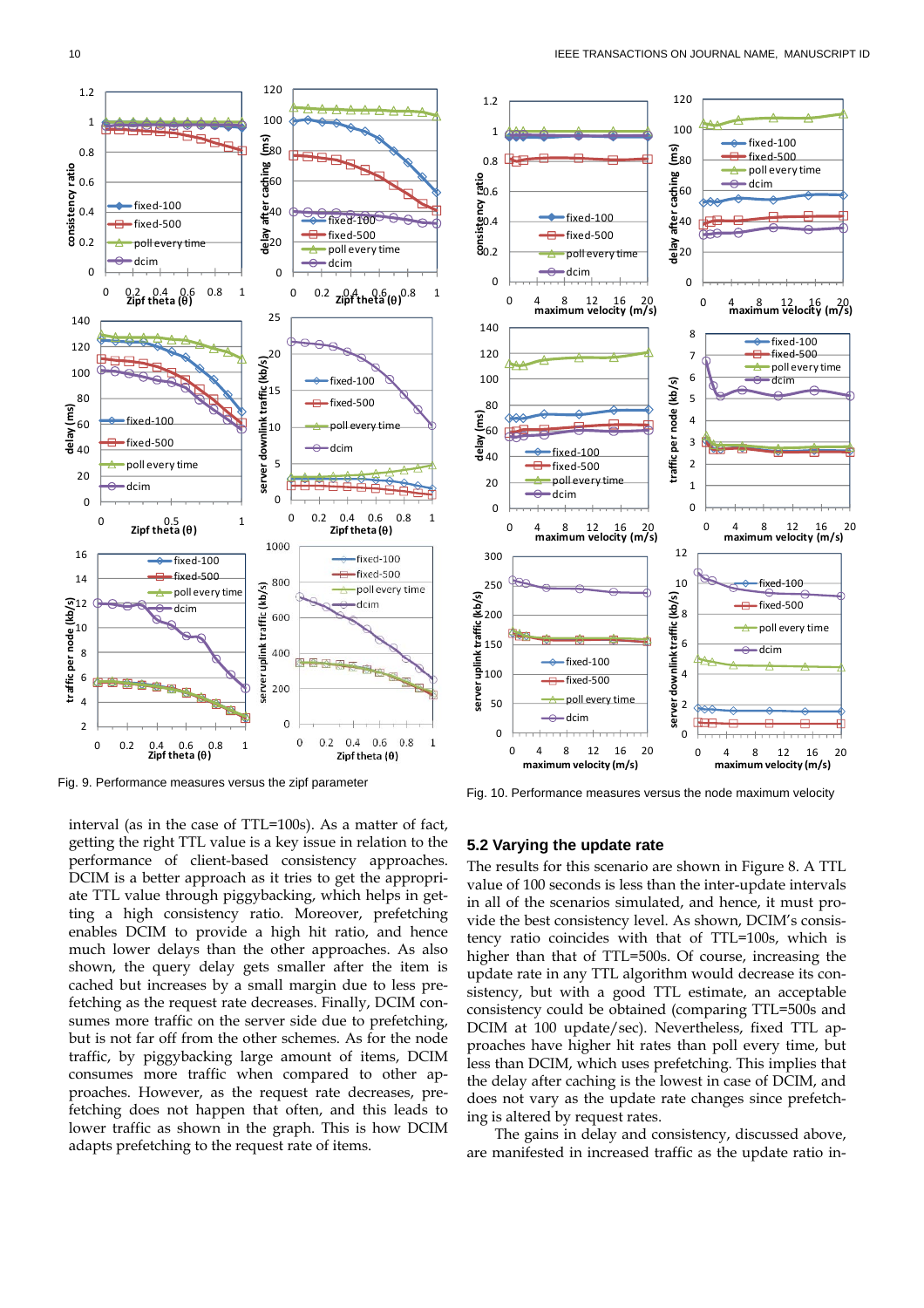Fig. 9. Performance measures versus the zipf parameter

Fig. 10. Performance measures versus the node maximum velocity

interval (as in the case of TTL=100s). As a matter of fact, getting the right TTL value is a key issue in relation to the performance of client-based consistency approaches. DCIM is a better approach as it tries to get the appropriate TTL value through piggybacking, which helps in getting a high consistency ratio. Moreover, prefetching enables DCIM to provide a high hit ratio, and hence much lower delays than the other approaches. As also shown, the query delay gets smaller after the item is cached but increases by a small margin due to less prefetching as the request rate decreases. Finally, DCIM consumes more traffic on the server side due to prefetching, but is not far off from the other schemes. As for the node traffic, by piggybacking large amount of items, DCIM consumes more traffic when compared to other approaches. However, as the request rate decreases, prefetching does not happen that often, and this leads to lower traffic as shown in the graph. This is how DCIM adapts prefetching to the request rate of items.

### 5.2 Varying the update rate

The results for this scenario are shown in Figure 8. A TTL value of 100 seconds is less than the inter-update intervals in all of the scenarios simulated, and hence, it must provide the best consistency level. As shown, DCIM's consistency ratio coincides with that of TTL=100s, which is higher than that of TTL=500s. Of course, increasing the update rate in any TTL algorithm would decrease its consistency, but with a good TTL estimate, an acceptable consistency could be obtained (comparing TTL=500s and DCIM at 100 update/sec). Nevertheless, fixed TTL approaches have higher hit rates than poll every time, but less than DCIM, which uses prefetching. This implies that the delay after caching is the lowest in case of DCIM, and does not vary as the update rate changes since prefetching is altered by request rates.

The gains in delay and consistency, discussed above, are manifested in increased traffic as the update ratio in-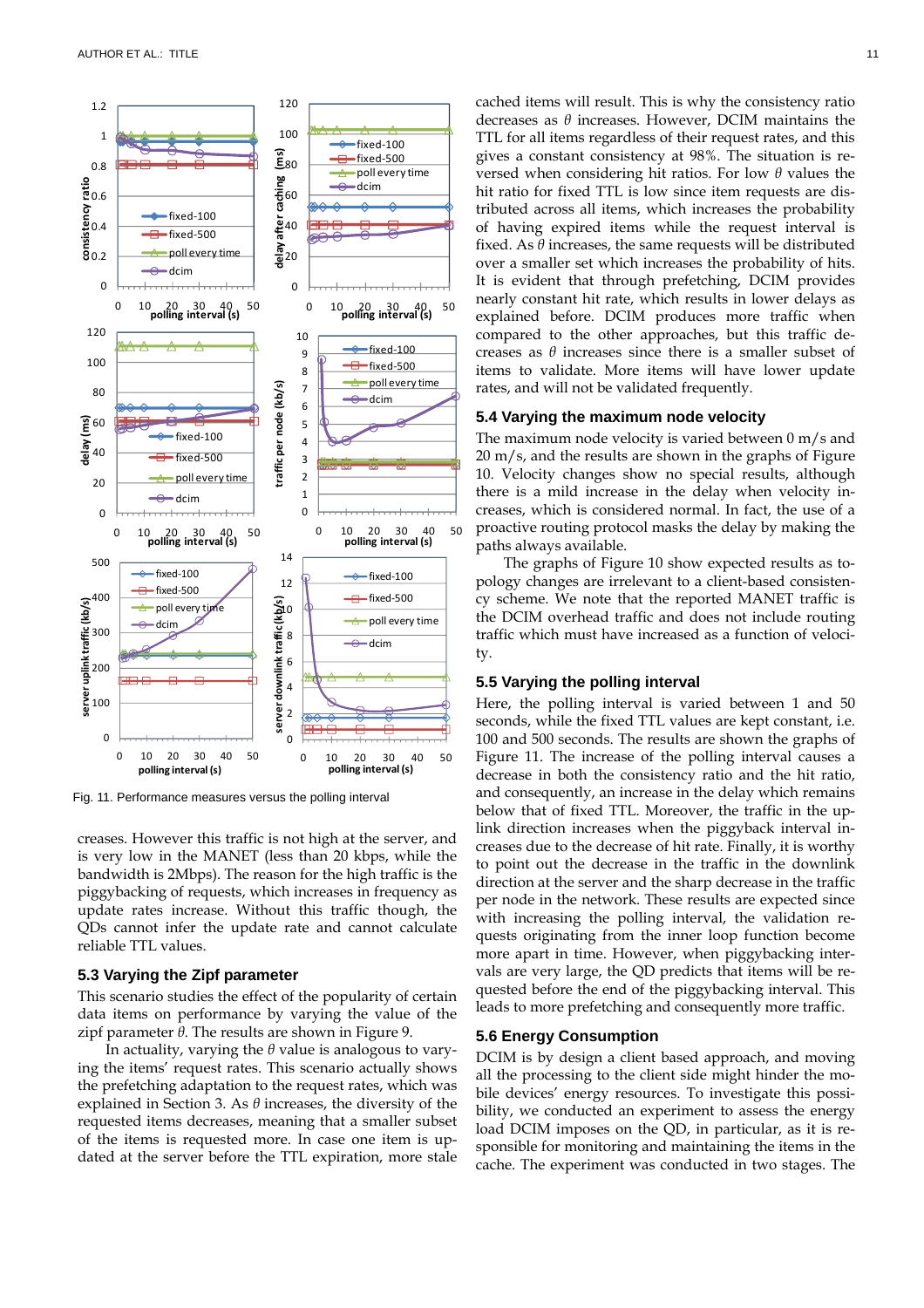Fig. 11. Performance measures versus the polling interval

creases. However this traffic is not high at the server, and is very low in the MANET (less than 20 kbps, while the bandwidth is 2Mbps). The reason for the high traffic is the piggybacking of requests, which increases in frequency as update rates increase. Without this traffic though, the QDs cannot infer the update rate and cannot calculate reliable TTL values.

### 5.3 Varying the Zipf parameter

This scenario studies the effect of the popularity of certain data items on performance by varying the value of the zipf parameter $\theta$. The results are shown in Figure 9.

In actuality, varying the $\theta$ value is analogous to varying the items' request rates. This scenario actually shows the prefetching adaptation to the request rates, which was explained in Section 3. As $\theta$ increases, the diversity of the requested items decreases, meaning that a smaller subset of the items is requested more. In case one item is updated at the server before the TTL expiration, more stale cached items will result. This is why the consistency ratio decreases as $\theta$ increases. However, DCIM maintains the TTL for all items regardless of their request rates, and this gives a constant consistency at 98%. The situation is reversed when considering hit ratios. For low $\theta$ values the hit ratio for fixed TTL is low since item requests are distributed across all items, which increases the probability of having expired items while the request interval is fixed. As $\theta$ increases, the same requests will be distributed over a smaller set which increases the probability of hits. It is evident that through prefetching, DCIM provides nearly constant hit rate, which results in lower delays as explained before. DCIM produces more traffic when compared to the other approaches, but this traffic decreases as $\theta$ increases since there is a smaller subset of items to validate. More items will have lower update rates, and will not be validated frequently.

### 5.4 Varying the maximum node velocity

The maximum node velocity is varied between 0 m/s and 20 m/s, and the results are shown in the graphs of Figure 10. Velocity changes show no special results, although there is a mild increase in the delay when velocity increases, which is considered normal. In fact, the use of a proactive routing protocol masks the delay by making the paths always available.

The graphs of Figure 10 show expected results as topology changes are irrelevant to a client-based consistency scheme. We note that the reported MANET traffic is the DCIM overhead traffic and does not include routing traffic which must have increased as a function of velocity.

### 5.5 Varying the polling interval

Here, the polling interval is varied between 1 and 50 seconds, while the fixed TTL values are kept constant, i.e. 100 and 500 seconds. The results are shown the graphs of Figure 11. The increase of the polling interval causes a decrease in both the consistency ratio and the hit ratio, and consequently, an increase in the delay which remains below that of fixed TTL. Moreover, the traffic in the uplink direction increases when the piggyback interval increases due to the decrease of hit rate. Finally, it is worthy to point out the decrease in the traffic in the downlink direction at the server and the sharp decrease in the traffic per node in the network. These results are expected since with increasing the polling interval, the validation requests originating from the inner loop function become more apart in time. However, when piggybacking intervals are very large, the QD predicts that items will be requested before the end of the piggybacking interval. This leads to more prefetching and consequently more traffic.

### 5.6 Energy Consumption

DCIM is by design a client based approach, and moving all the processing to the client side might hinder the mobile devices' energy resources. To investigate this possibility, we conducted an experiment to assess the energy load DCIM imposes on the QD, in particular, as it is responsible for monitoring and maintaining the items in the cache. The experiment was conducted in two stages. The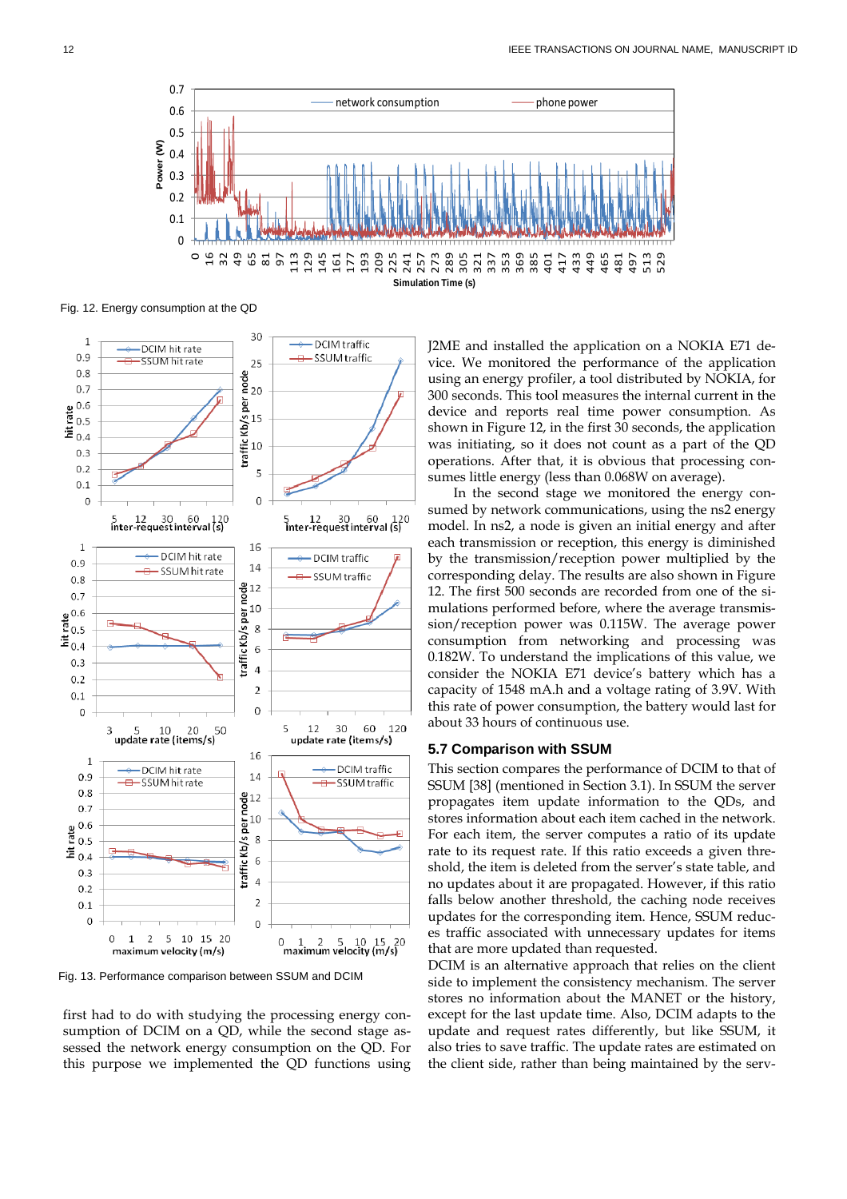Fig. 12. Energy consumption at the QD

Fig. 13. Performance comparison between SSUM and DCIM

first had to do with studying the processing energy consumption of DCIM on a QD, while the second stage assessed the network energy consumption on the QD. For this purpose we implemented the QD functions using J2ME and installed the application on a NOKIA E71 device. We monitored the performance of the application using an energy profiler, a tool distributed by NOKIA, for 300 seconds. This tool measures the internal current in the device and reports real time power consumption. As shown in Figure 12, in the first 30 seconds, the application was initiating, so it does not count as a part of the QD operations. After that, it is obvious that processing consumes little energy (less than 0.068W on average).

In the second stage we monitored the energy consumed by network communications, using the ns2 energy model. In ns2, a node is given an initial energy and after each transmission or reception, this energy is diminished by the transmission/reception power multiplied by the corresponding delay. The results are also shown in Figure 12. The first 500 seconds are recorded from one of the simulations performed before, where the average transmission/reception power was 0.115W. The average power consumption from networking and processing was 0.182W. To understand the implications of this value, we consider the NOKIA E71 device's battery which has a capacity of 1548 mA.h and a voltage rating of 3.9V. With this rate of power consumption, the battery would last for about 33 hours of continuous use.

### 5.7 Comparison with SSUM

This section compares the performance of DCIM to that of SSUM [38] (mentioned in Section 3.1). In SSUM the server propagates item update information to the QDs, and stores information about each item cached in the network. For each item, the server computes a ratio of its update rate to its request rate. If this ratio exceeds a given threshold, the item is deleted from the server's state table, and no updates about it are propagated. However, if this ratio falls below another threshold, the caching node receives updates for the corresponding item. Hence, SSUM reduces traffic associated with unnecessary updates for items that are more updated than requested.

DCIM is an alternative approach that relies on the client side to implement the consistency mechanism. The server stores no information about the MANET or the history, except for the last update time. Also, DCIM adapts to the update and request rates differently, but like SSUM, it also tries to save traffic. The update rates are estimated on the client side, rather than being maintained by the serv-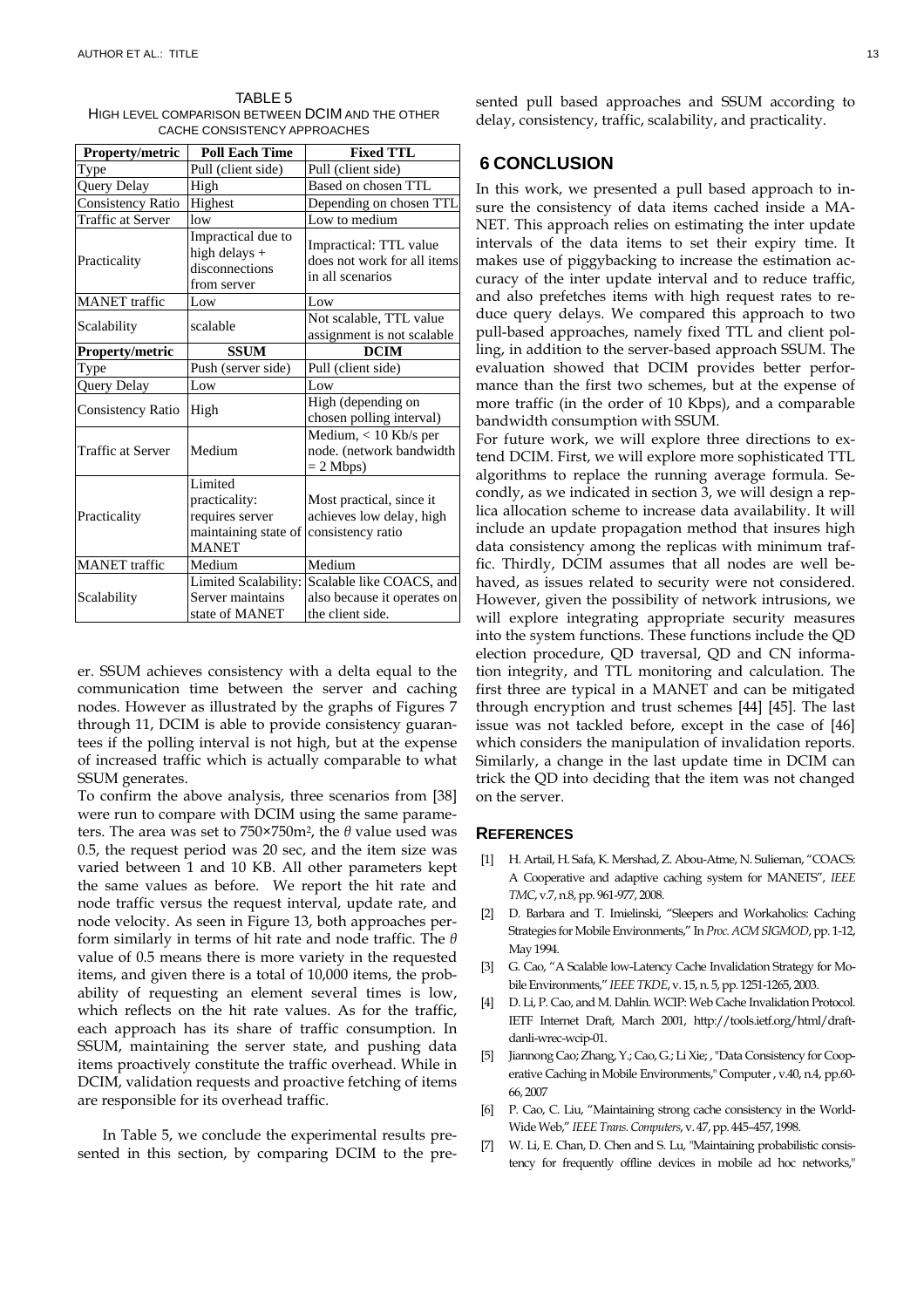TABLE 5
HIGH LEVEL COMPARISON BETWEEN DCIM AND THE OTHER CACHE CONSISTENCY APPROACHES

| Property/metric | Poll Each Time | Fixed TTL |
|---|---|---|
| Type | Pull (client side) | Pull (client side) |
| Query Delay | High | Based on chosen TTL |
| Consistency Ratio | Highest | Depending on chosen TTL |
| Traffic at Server | low | Low to medium |
| Practicality | Impractical due to high delays + disconnections from server | Impractical: TTL value does not work for all items in all scenarios |
| MANET traffic | Low | Low |
| Scalability | scalable | Not scalable, TTL value assignment is not scalable |
| **Property/metric** | **SSUM** | **DCIM** |
| Type | Push (server side) | Pull (client side) |
| Query Delay | Low | Low |
| Consistency Ratio | High | High (depending on chosen polling interval) |
| Traffic at Server | Medium | Medium, < 10 Kb/s per node. (network bandwidth = 2 Mbps) |
| Practicality | Limited practicality: requires server maintaining state of MANET | Most practical, since it achieves low delay, high consistency ratio |
| MANET traffic | Medium | Medium |
| Scalability | Limited Scalability: Server maintains state of MANET | Scalable like COACS, and also because it operates on the client side. |

er. SSUM achieves consistency with a delta equal to the communication time between the server and caching nodes. However as illustrated by the graphs of Figures 7 through 11, DCIM is able to provide consistency guarantees if the polling interval is not high, but at the expense of increased traffic which is actually comparable to what SSUM generates.

To confirm the above analysis, three scenarios from [38] were run to compare with DCIM using the same parameters. The area was set to 750×750m², the $\theta$ value used was 0.5, the request period was 20 sec, and the item size was varied between 1 and 10 KB. All other parameters kept the same values as before. We report the hit rate and node traffic versus the request interval, update rate, and node velocity. As seen in Figure 13, both approaches perform similarly in terms of hit rate and node traffic. The $\theta$ value of 0.5 means there is more variety in the requested items, and given there is a total of 10,000 items, the probability of requesting an element several times is low, which reflects on the hit rate values. As for the traffic, each approach has its share of traffic consumption. In SSUM, maintaining the server state, and pushing data items proactively constitute the traffic overhead. While in DCIM, validation requests and proactive fetching of items are responsible for its overhead traffic.

In Table 5, we conclude the experimental results presented in this section, by comparing DCIM to the presented pull based approaches and SSUM according to delay, consistency, traffic, scalability, and practicality.

## 6 CONCLUSION

In this work, we presented a pull based approach to insure the consistency of data items cached inside a MANET. This approach relies on estimating the inter update intervals of the data items to set their expiry time. It makes use of piggybacking to increase the estimation accuracy of the inter update interval and to reduce traffic, and also prefetches items with high request rates to reduce query delays. We compared this approach to two pull-based approaches, namely fixed TTL and client polling, in addition to the server-based approach SSUM. The evaluation showed that DCIM provides better performance than the first two schemes, but at the expense of more traffic (in the order of 10 Kbps), and a comparable bandwidth consumption with SSUM.

For future work, we will explore three directions to extend DCIM. First, we will explore more sophisticated TTL algorithms to replace the running average formula. Secondly, as we indicated in section 3, we will design a replica allocation scheme to increase data availability. It will include an update propagation method that insures high data consistency among the replicas with minimum traffic. Thirdly, DCIM assumes that all nodes are well behaved, as issues related to security were not considered. However, given the possibility of network intrusions, we will explore integrating appropriate security measures into the system functions. These functions include the QD election procedure, QD traversal, QD and CN information integrity, and TTL monitoring and calculation. The first three are typical in a MANET and can be mitigated through encryption and trust schemes [44] [45]. The last issue was not tackled before, except in the case of [46] which considers the manipulation of invalidation reports. Similarly, a change in the last update time in DCIM can trick the QD into deciding that the item was not changed on the server.

### REFERENCES

[1] H. Artail, H. Safa, K. Mershad, Z. Abou-Atme, N. Sulieman, "COACS: A Cooperative and adaptive caching system for MANETS", *IEEE TMC*, v.7, n.8, pp. 961-977, 2008.

[2] D. Barbara and T. Imielinski, "Sleepers and Workaholics: Caching Strategies for Mobile Environments," In *Proc. ACM SIGMOD*, pp. 1-12, May 1994.

[3] G. Cao, "A Scalable low-Latency Cache Invalidation Strategy for Mobile Environments," *IEEE TKDE*, v. 15, n. 5, pp. 1251-1265, 2003.

[4] D. Li, P. Cao, and M. Dahlin. WCIP: Web Cache Invalidation Protocol. IETF Internet Draft, March 2001, http://tools.ietf.org/html/draft-danli-wrec-wcip-01.

[5] Jiannong Cao; Zhang, Y.; Cao, G.; Li Xie; , "Data Consistency for Cooperative Caching in Mobile Environments," Computer , v.40, n.4, pp.60-66, 2007

[6] P. Cao, C. Liu, "Maintaining strong cache consistency in the World-Wide Web," *IEEE Trans. Computers*, v. 47, pp. 445–457, 1998.

[7] W. Li, E. Chan, D. Chen and S. Lu, "Maintaining probabilistic consistency for frequently offline devices in mobile ad hoc networks,"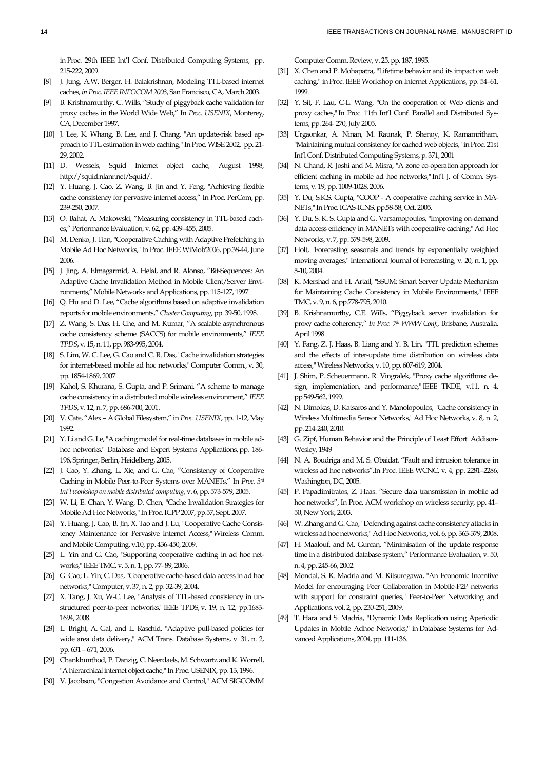in Proc. 29th IEEE Int'l Conf. Distributed Computing Systems, pp. 215-222, 2009.

[8] J. Jung, A.W. Berger, H. Balakrishnan, Modeling TTL-based internet caches, *in Proc. IEEE INFOCOM 2003*, San Francisco, CA, March 2003.

[9] B. Krishnamurthy, C. Wills, "Study of piggyback cache validation for proxy caches in the World Wide Web," In *Proc. USENIX*, Monterey, CA, December 1997.

[10] J. Lee, K. Whang, B. Lee, and J. Chang, "An update-risk based approach to TTL estimation in web caching," In Proc. WISE 2002, pp. 21-29, 2002.

[11] D. Wessels, Squid Internet object cache, August 1998, http://squid.nlanr.net/Squid/.

[12] Y. Huang, J. Cao, Z. Wang, B. Jin and Y. Feng, "Achieving flexible cache consistency for pervasive internet access," In Proc. PerCom, pp. 239-250, 2007.

[13] O. Bahat, A. Makowski, "Measuring consistency in TTL-based caches," Performance Evaluation, v. 62, pp. 439–455, 2005.

[14] M. Denko, J. Tian, "Cooperative Caching with Adaptive Prefetching in Mobile Ad Hoc Networks," In Proc. IEEE WiMob'2006, pp.38-44, June 2006.

[15] J. Jing, A. Elmagarmid, A. Helal, and R. Alonso, "Bit-Sequences: An Adaptive Cache Invalidation Method in Mobile Client/Server Environments," Mobile Networks and Applications, pp. 115-127, 1997.

[16] Q. Hu and D. Lee, "Cache algorithms based on adaptive invalidation reports for mobile environments," *Cluster Computing*, pp. 39-50, 1998.

[17] Z. Wang, S. Das, H. Che, and M. Kumar, "A scalable asynchronous cache consistency scheme (SACCS) for mobile environments," *IEEE TPDS*, v. 15, n. 11, pp. 983-995, 2004.

[18] S. Lim, W. C. Lee, G. Cao and C. R. Das, "Cache invalidation strategies for internet-based mobile ad hoc networks," Computer Comm., v. 30, pp. 1854-1869, 2007.

[19] Kahol, S. Khurana, S. Gupta, and P. Srimani, "A scheme to manage cache consistency in a distributed mobile wireless environment," *IEEE TPDS*, v. 12, n. 7, pp. 686-700, 2001.

[20] V. Cate, "Alex – A Global Filesystem," in *Proc. USENIX*, pp. 1-12, May 1992.

[21] Y. Li and G. Le, "A caching model for real-time databases in mobile ad-hoc networks," Database and Expert Systems Applications, pp. 186-196, Springer, Berlin, Heidelberg, 2005.

[22] J. Cao, Y. Zhang, L. Xie, and G. Cao, "Consistency of Cooperative Caching in Mobile Peer-to-Peer Systems over MANETs," In *Proc. 3rd Int'l workshop on mobile distributed computing*, v. 6, pp. 573-579, 2005.

[23] W. Li, E. Chan, Y. Wang, D. Chen, "Cache Invalidation Strategies for Mobile Ad Hoc Networks," In Proc. ICPP 2007, pp.57, Sept. 2007.

[24] Y. Huang, J. Cao, B. Jin, X. Tao and J. Lu, "Cooperative Cache Consistency Maintenance for Pervasive Internet Access," Wireless Comm. and Mobile Computing, v.10, pp. 436-450, 2009.

[25] L. Yin and G. Cao, "Supporting cooperative caching in ad hoc networks," IEEE TMC, v. 5, n. 1, pp. 77- 89, 2006.

[26] G. Cao; L. Yin; C. Das, "Cooperative cache-based data access in ad hoc networks," Computer, v. 37, n. 2, pp. 32-39, 2004.

[27] X. Tang, J. Xu, W-C. Lee, "Analysis of TTL-based consistency in unstructured peer-to-peer networks," IEEE TPDS, v. 19, n. 12, pp.1683-1694, 2008.

[28] L. Bright, A. Gal, and L. Raschid, "Adaptive pull-based policies for wide area data delivery," ACM Trans. Database Systems, v. 31, n. 2, pp. 631 – 671, 2006.

[29] Chankhunthod, P. Danzig, C. Neerdaels, M. Schwartz and K. Worrell, "A hierarchical internet object cache," In Proc. USENIX, pp. 13, 1996.

[30] V. Jacobson, "Congestion Avoidance and Control," ACM SIGCOMM Computer Comm. Review, v. 25, pp. 187, 1995.

[31] X. Chen and P. Mohapatra, "Lifetime behavior and its impact on web caching," in Proc. IEEE Workshop on Internet Applications, pp. 54–61, 1999.

[32] Y. Sit, F. Lau, C-L. Wang, "On the cooperation of Web clients and proxy caches," In Proc. 11th Int'l Conf. Parallel and Distributed Systems, pp. 264- 270, July 2005.

[33] Urgaonkar, A. Ninan, M. Raunak, P. Shenoy, K. Ramamritham, "Maintaining mutual consistency for cached web objects," in Proc. 21st Int'l Conf. Distributed Computing Systems, p. 371, 2001

[34] N. Chand, R. Joshi and M. Misra, "A zone co-operation approach for efficient caching in mobile ad hoc networks," Int'l J. of Comm. Systems, v. 19, pp. 1009-1028, 2006.

[35] Y. Du, S.K.S. Gupta, "COOP - A cooperative caching service in MANETs," In Proc. ICAS-ICNS, pp.58-58, Oct. 2005.

[36] Y. Du, S. K. S. Gupta and G. Varsamopoulos, "Improving on-demand data access efficiency in MANETs with cooperative caching," Ad Hoc Networks, v. 7, pp. 579-598, 2009.

[37] Holt, "Forecasting seasonals and trends by exponentially weighted moving averages," International Journal of Forecasting, v. 20, n. 1, pp. 5-10, 2004.

[38] K. Mershad and H. Artail, "SSUM: Smart Server Update Mechanism for Maintaining Cache Consistency in Mobile Environments," IEEE TMC, v. 9, n. 6, pp.778-795, 2010.

[39] B. Krishnamurthy, C.E. Wills, "Piggyback server invalidation for proxy cache coherency," *In Proc. 7th WWW Conf.*, Brisbane, Australia, April 1998.

[40] Y. Fang, Z. J. Haas, B. Liang and Y. B. Lin, "TTL prediction schemes and the effects of inter-update time distribution on wireless data access," Wireless Networks, v. 10, pp. 607-619, 2004.

[41] J. Shim, P. Scheuermann, R. Vingralek, "Proxy cache algorithms: design, implementation, and performance," IEEE TKDE, v.11, n. 4, pp.549-562, 1999.

[42] N. Dimokas, D. Katsaros and Y. Manolopoulos, "Cache consistency in Wireless Multimedia Sensor Networks," Ad Hoc Networks, v. 8, n. 2, pp. 214-240, 2010.

[43] G. Zipf, Human Behavior and the Principle of Least Effort. Addison-Wesley, 1949

[44] N. A. Boudriga and M. S. Obaidat. "Fault and intrusion tolerance in wireless ad hoc networks".In Proc. IEEE WCNC, v. 4, pp. 2281–2286, Washington, DC, 2005.

[45] P. Papadimitratos, Z. Haas. "Secure data transmission in mobile ad hoc networks", In Proc. ACM workshop on wireless security, pp. 41–50, New York, 2003.

[46] W. Zhang and G. Cao, "Defending against cache consistency attacks in wireless ad hoc networks," Ad Hoc Networks, vol. 6, pp. 363-379, 2008.

[47] H. Maalouf, and M. Gurcan, "Minimisation of the update response time in a distributed database system," Performance Evaluation, v. 50, n. 4, pp. 245-66, 2002.

[48] Mondal, S. K. Madria and M. Kitsuregawa, "An Economic Incentive Model for encouraging Peer Collaboration in Mobile-P2P networks with support for constraint queries," Peer-to-Peer Networking and Applications, vol. 2, pp. 230-251, 2009.

[49] T. Hara and S. Madria, "Dynamic Data Replication using Aperiodic Updates in Mobile Adhoc Networks," in Database Systems for Advanced Applications, 2004, pp. 111-136.